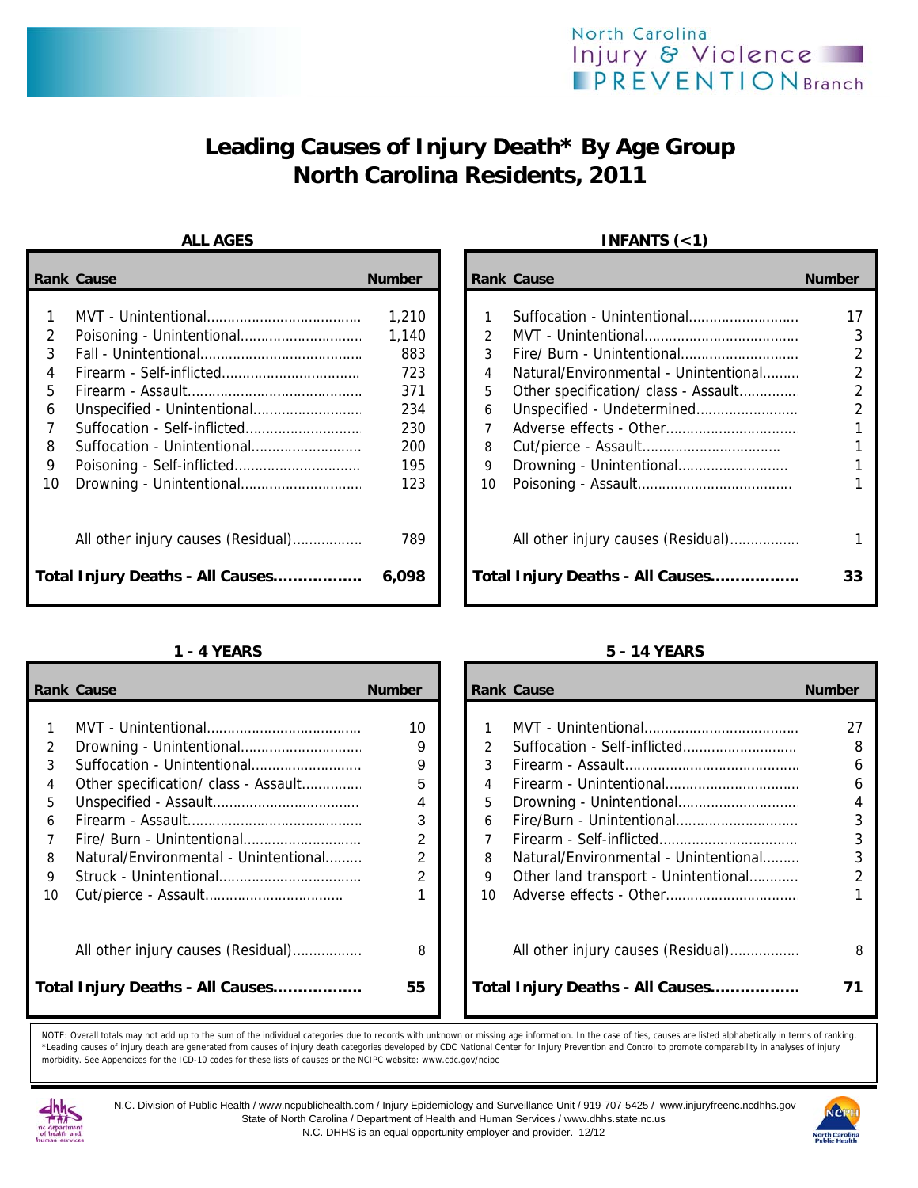North Carolina Injury & Violence PREVENTION Branch

# Leading Causes of Injury Death* By Age Group North Carolina Residents, 2011

### ALL AGES

| Rank | Cause | Number |
|---|---|---|
| 1 | MVT - Unintentional | 1,210 |
| 2 | Poisoning - Unintentional | 1,140 |
| 3 | Fall - Unintentional | 883 |
| 4 | Firearm - Self-inflicted | 723 |
| 5 | Firearm - Assault | 371 |
| 6 | Unspecified - Unintentional | 234 |
| 7 | Suffocation - Self-inflicted | 230 |
| 8 | Suffocation - Unintentional | 200 |
| 9 | Poisoning - Self-inflicted | 195 |
| 10 | Drowning - Unintentional | 123 |
| | All other injury causes (Residual) | 789 |
| | **Total Injury Deaths - All Causes** | **6,098** |

### INFANTS (<1)

| Rank | Cause | Number |
|---|---|---|
| 1 | Suffocation - Unintentional | 17 |
| 2 | MVT - Unintentional | 3 |
| 3 | Fire/ Burn - Unintentional | 2 |
| 4 | Natural/Environmental - Unintentional | 2 |
| 5 | Other specification/ class - Assault | 2 |
| 6 | Unspecified - Undetermined | 2 |
| 7 | Adverse effects - Other | 1 |
| 8 | Cut/pierce - Assault | 1 |
| 9 | Drowning - Unintentional | 1 |
| 10 | Poisoning - Assault | 1 |
| | All other injury causes (Residual) | 1 |
| | **Total Injury Deaths - All Causes** | **33** |

### 1 - 4 YEARS

| Rank | Cause | Number |
|---|---|---|
| 1 | MVT - Unintentional | 10 |
| 2 | Drowning - Unintentional | 9 |
| 3 | Suffocation - Unintentional | 9 |
| 4 | Other specification/ class - Assault | 5 |
| 5 | Unspecified - Assault | 4 |
| 6 | Firearm - Assault | 3 |
| 7 | Fire/ Burn - Unintentional | 2 |
| 8 | Natural/Environmental - Unintentional | 2 |
| 9 | Struck - Unintentional | 2 |
| 10 | Cut/pierce - Assault | 1 |
| | All other injury causes (Residual) | 8 |
| | **Total Injury Deaths - All Causes** | **55** |

### 5 - 14 YEARS

| Rank | Cause | Number |
|---|---|---|
| 1 | MVT - Unintentional | 27 |
| 2 | Suffocation - Self-inflicted | 8 |
| 3 | Firearm - Assault | 6 |
| 4 | Firearm - Unintentional | 6 |
| 5 | Drowning - Unintentional | 4 |
| 6 | Fire/Burn - Unintentional | 3 |
| 7 | Firearm - Self-inflicted | 3 |
| 8 | Natural/Environmental - Unintentional | 3 |
| 9 | Other land transport - Unintentional | 2 |
| 10 | Adverse effects - Other | 1 |
| | All other injury causes (Residual) | 8 |
| | **Total Injury Deaths - All Causes** | **71** |

NOTE: Overall totals may not add up to the sum of the individual categories due to records with unknown or missing age information. In the case of ties, causes are listed alphabetically in terms of ranking.
*Leading causes of injury death are generated from causes of injury death categories developed by CDC National Center for Injury Prevention and Control to promote comparability in analyses of injury morbidity. See Appendices for the ICD-10 codes for these lists of causes or the NCIPC website: www.cdc.gov/ncipc

N.C. Division of Public Health / www.ncpublichealth.com / Injury Epidemiology and Surveillance Unit / 919-707-5425 / www.injuryfreenc.ncdhhs.gov
State of North Carolina / Department of Health and Human Services / www.dhhs.state.nc.us
N.C. DHHS is an equal opportunity employer and provider. 12/12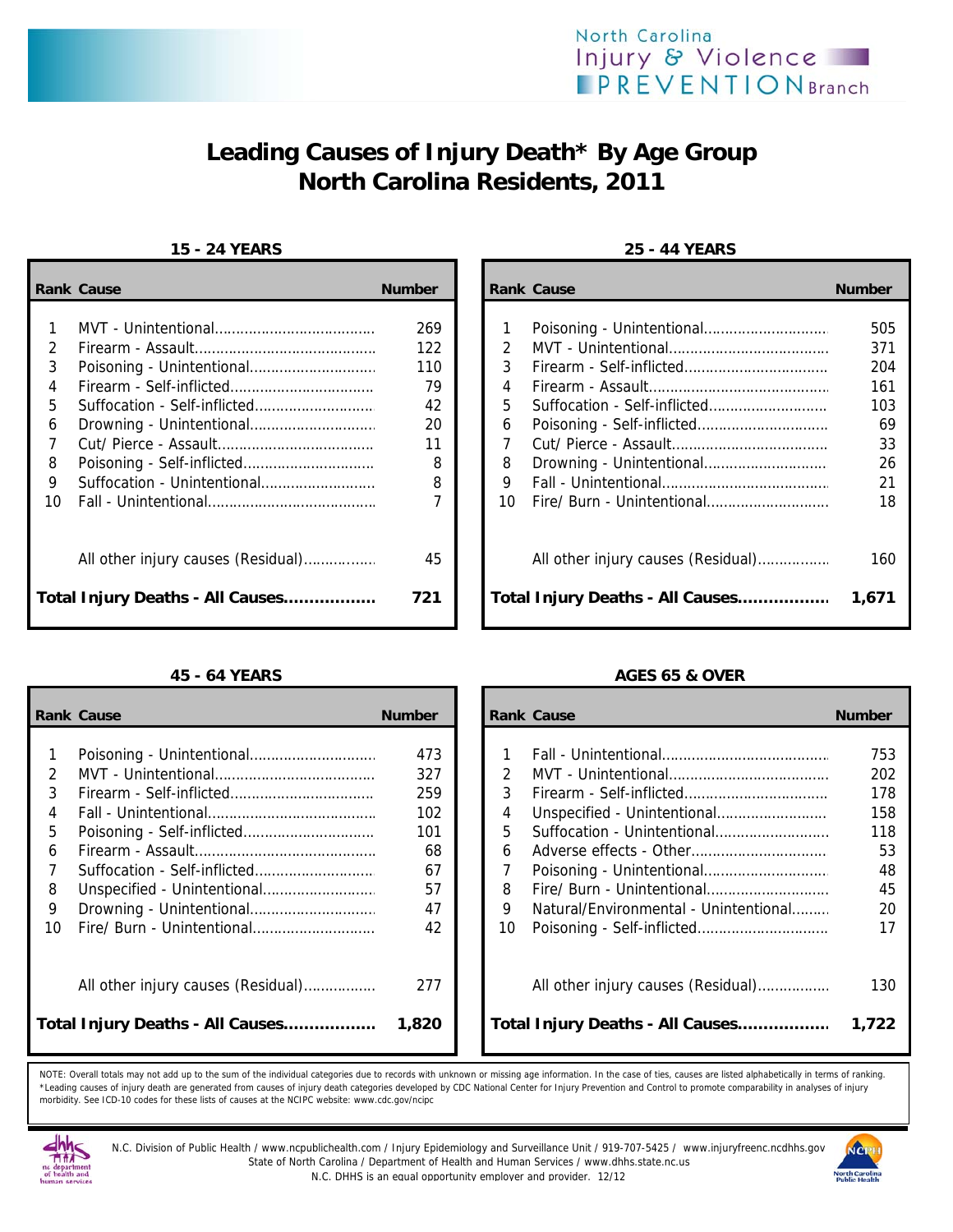# Leading Causes of Injury Death* By Age Group North Carolina Residents, 2011

### 15 - 24 YEARS

| Rank | Cause | Number |
|---|---|---|
| 1 | MVT - Unintentional | 269 |
| 2 | Firearm - Assault | 122 |
| 3 | Poisoning - Unintentional | 110 |
| 4 | Firearm - Self-inflicted | 79 |
| 5 | Suffocation - Self-inflicted | 42 |
| 6 | Drowning - Unintentional | 20 |
| 7 | Cut/ Pierce - Assault | 11 |
| 8 | Poisoning - Self-inflicted | 8 |
| 9 | Suffocation - Unintentional | 8 |
| 10 | Fall - Unintentional | 7 |
| | All other injury causes (Residual) | 45 |
| | **Total Injury Deaths - All Causes** | **721** |

### 25 - 44 YEARS

| Rank | Cause | Number |
|---|---|---|
| 1 | Poisoning - Unintentional | 505 |
| 2 | MVT - Unintentional | 371 |
| 3 | Firearm - Self-inflicted | 204 |
| 4 | Firearm - Assault | 161 |
| 5 | Suffocation - Self-inflicted | 103 |
| 6 | Poisoning - Self-inflicted | 69 |
| 7 | Cut/ Pierce - Assault | 33 |
| 8 | Drowning - Unintentional | 26 |
| 9 | Fall - Unintentional | 21 |
| 10 | Fire/ Burn - Unintentional | 18 |
| | All other injury causes (Residual) | 160 |
| | **Total Injury Deaths - All Causes** | **1,671** |

### 45 - 64 YEARS

| Rank | Cause | Number |
|---|---|---|
| 1 | Poisoning - Unintentional | 473 |
| 2 | MVT - Unintentional | 327 |
| 3 | Firearm - Self-inflicted | 259 |
| 4 | Fall - Unintentional | 102 |
| 5 | Poisoning - Self-inflicted | 101 |
| 6 | Firearm - Assault | 68 |
| 7 | Suffocation - Self-inflicted | 67 |
| 8 | Unspecified - Unintentional | 57 |
| 9 | Drowning - Unintentional | 47 |
| 10 | Fire/ Burn - Unintentional | 42 |
| | All other injury causes (Residual) | 277 |
| | **Total Injury Deaths - All Causes** | **1,820** |

### AGES 65 & OVER

| Rank | Cause | Number |
|---|---|---|
| 1 | Fall - Unintentional | 753 |
| 2 | MVT - Unintentional | 202 |
| 3 | Firearm - Self-inflicted | 178 |
| 4 | Unspecified - Unintentional | 158 |
| 5 | Suffocation - Unintentional | 118 |
| 6 | Adverse effects - Other | 53 |
| 7 | Poisoning - Unintentional | 48 |
| 8 | Fire/ Burn - Unintentional | 45 |
| 9 | Natural/Environmental - Unintentional | 20 |
| 10 | Poisoning - Self-inflicted | 17 |
| | All other injury causes (Residual) | 130 |
| | **Total Injury Deaths - All Causes** | **1,722** |

NOTE: Overall totals may not add up to the sum of the individual categories due to records with unknown or missing age information. In the case of ties, causes are listed alphabetically in terms of ranking.
*Leading causes of injury death are generated from causes of injury death categories developed by CDC National Center for Injury Prevention and Control to promote comparability in analyses of injury morbidity. See ICD-10 codes for these lists of causes at the NCIPC website: www.cdc.gov/ncipc

N.C. Division of Public Health / www.ncpublichealth.com / Injury Epidemiology and Surveillance Unit / 919-707-5425 / www.injuryfreenc.ncdhhs.gov
State of North Carolina / Department of Health and Human Services / www.dhhs.state.nc.us
N.C. DHHS is an equal opportunity employer and provider. 12/12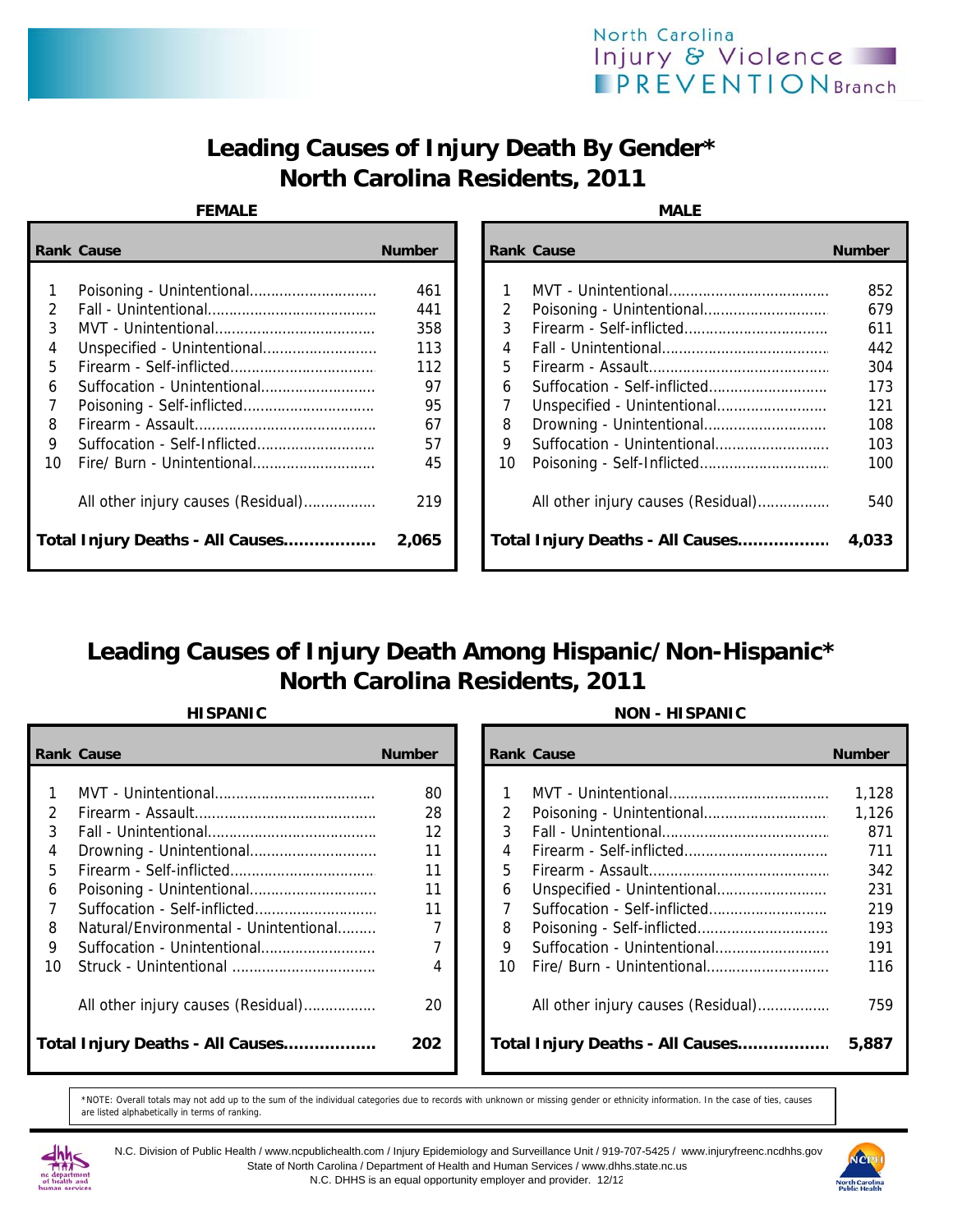North Carolina Injury & Violence PREVENTION Branch

# Leading Causes of Injury Death By Gender*
# North Carolina Residents, 2011

### FEMALE

| Rank | Cause | Number |
|---|---|---|
| 1 | Poisoning - Unintentional | 461 |
| 2 | Fall - Unintentional | 441 |
| 3 | MVT - Unintentional | 358 |
| 4 | Unspecified - Unintentional | 113 |
| 5 | Firearm - Self-inflicted | 112 |
| 6 | Suffocation - Unintentional | 97 |
| 7 | Poisoning - Self-inflicted | 95 |
| 8 | Firearm - Assault | 67 |
| 9 | Suffocation - Self-Inflicted | 57 |
| 10 | Fire/ Burn - Unintentional | 45 |
| | All other injury causes (Residual) | 219 |
| | **Total Injury Deaths - All Causes** | **2,065** |

### MALE

| Rank | Cause | Number |
|---|---|---|
| 1 | MVT - Unintentional | 852 |
| 2 | Poisoning - Unintentional | 679 |
| 3 | Firearm - Self-inflicted | 611 |
| 4 | Fall - Unintentional | 442 |
| 5 | Firearm - Assault | 304 |
| 6 | Suffocation - Self-inflicted | 173 |
| 7 | Unspecified - Unintentional | 121 |
| 8 | Drowning - Unintentional | 108 |
| 9 | Suffocation - Unintentional | 103 |
| 10 | Poisoning - Self-Inflicted | 100 |
| | All other injury causes (Residual) | 540 |
| | **Total Injury Deaths - All Causes** | **4,033** |

# Leading Causes of Injury Death Among Hispanic/Non-Hispanic*
# North Carolina Residents, 2011

### HISPANIC

| Rank | Cause | Number |
|---|---|---|
| 1 | MVT - Unintentional | 80 |
| 2 | Firearm - Assault | 28 |
| 3 | Fall - Unintentional | 12 |
| 4 | Drowning - Unintentional | 11 |
| 5 | Firearm - Self-inflicted | 11 |
| 6 | Poisoning - Unintentional | 11 |
| 7 | Suffocation - Self-inflicted | 11 |
| 8 | Natural/Environmental - Unintentional | 7 |
| 9 | Suffocation - Unintentional | 7 |
| 10 | Struck - Unintentional | 4 |
| | All other injury causes (Residual) | 20 |
| | **Total Injury Deaths - All Causes** | **202** |

### NON - HISPANIC

| Rank | Cause | Number |
|---|---|---|
| 1 | MVT - Unintentional | 1,128 |
| 2 | Poisoning - Unintentional | 1,126 |
| 3 | Fall - Unintentional | 871 |
| 4 | Firearm - Self-inflicted | 711 |
| 5 | Firearm - Assault | 342 |
| 6 | Unspecified - Unintentional | 231 |
| 7 | Suffocation - Self-inflicted | 219 |
| 8 | Poisoning - Self-inflicted | 193 |
| 9 | Suffocation - Unintentional | 191 |
| 10 | Fire/ Burn - Unintentional | 116 |
| | All other injury causes (Residual) | 759 |
| | **Total Injury Deaths - All Causes** | **5,887** |

*NOTE: Overall totals may not add up to the sum of the individual categories due to records with unknown or missing gender or ethnicity information. In the case of ties, causes are listed alphabetically in terms of ranking.

N.C. Division of Public Health / www.ncpublichealth.com / Injury Epidemiology and Surveillance Unit / 919-707-5425 / www.injuryfreenc.ncdhhs.gov
State of North Carolina / Department of Health and Human Services / www.dhhs.state.nc.us
N.C. DHHS is an equal opportunity employer and provider. 12/12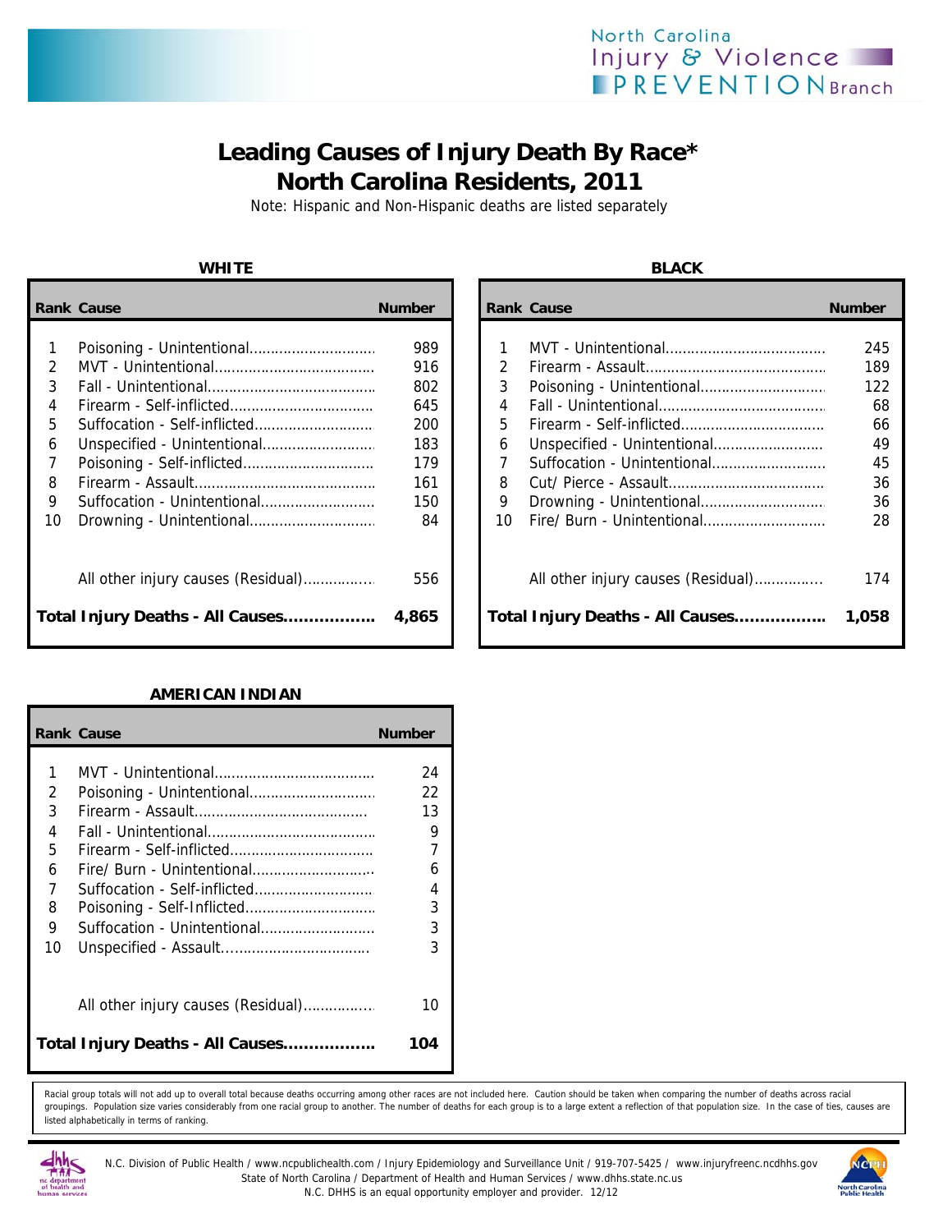North Carolina Injury & Violence PREVENTION Branch

# Leading Causes of Injury Death By Race*
# North Carolina Residents, 2011

Note: Hispanic and Non-Hispanic deaths are listed separately

### WHITE

| Rank | Cause | Number |
|---|---|---|
| 1 | Poisoning - Unintentional | 989 |
| 2 | MVT - Unintentional | 916 |
| 3 | Fall - Unintentional | 802 |
| 4 | Firearm - Self-inflicted | 645 |
| 5 | Suffocation - Self-inflicted | 200 |
| 6 | Unspecified - Unintentional | 183 |
| 7 | Poisoning - Self-inflicted | 179 |
| 8 | Firearm - Assault | 161 |
| 9 | Suffocation - Unintentional | 150 |
| 10 | Drowning - Unintentional | 84 |
| | All other injury causes (Residual) | 556 |
| | **Total Injury Deaths - All Causes** | **4,865** |

### BLACK

| Rank | Cause | Number |
|---|---|---|
| 1 | MVT - Unintentional | 245 |
| 2 | Firearm - Assault | 189 |
| 3 | Poisoning - Unintentional | 122 |
| 4 | Fall - Unintentional | 68 |
| 5 | Firearm - Self-inflicted | 66 |
| 6 | Unspecified - Unintentional | 49 |
| 7 | Suffocation - Unintentional | 45 |
| 8 | Cut/ Pierce - Assault | 36 |
| 9 | Drowning - Unintentional | 36 |
| 10 | Fire/ Burn - Unintentional | 28 |
| | All other injury causes (Residual) | 174 |
| | **Total Injury Deaths - All Causes** | **1,058** |

### AMERICAN INDIAN

| Rank | Cause | Number |
|---|---|---|
| 1 | MVT - Unintentional | 24 |
| 2 | Poisoning - Unintentional | 22 |
| 3 | Firearm - Assault | 13 |
| 4 | Fall - Unintentional | 9 |
| 5 | Firearm - Self-inflicted | 7 |
| 6 | Fire/ Burn - Unintentional | 6 |
| 7 | Suffocation - Self-inflicted | 4 |
| 8 | Poisoning - Self-Inflicted | 3 |
| 9 | Suffocation - Unintentional | 3 |
| 10 | Unspecified - Assault | 3 |
| | All other injury causes (Residual) | 10 |
| | **Total Injury Deaths - All Causes** | **104** |

Racial group totals will not add up to overall total because deaths occurring among other races are not included here. Caution should be taken when comparing the number of deaths across racial groupings. Population size varies considerably from one racial group to another. The number of deaths for each group is to a large extent a reflection of that population size. In the case of ties, causes are listed alphabetically in terms of ranking.

N.C. Division of Public Health / www.ncpublichealth.com / Injury Epidemiology and Surveillance Unit / 919-707-5425 / www.injuryfreenc.ncdhhs.gov
State of North Carolina / Department of Health and Human Services / www.dhhs.state.nc.us
N.C. DHHS is an equal opportunity employer and provider. 12/12